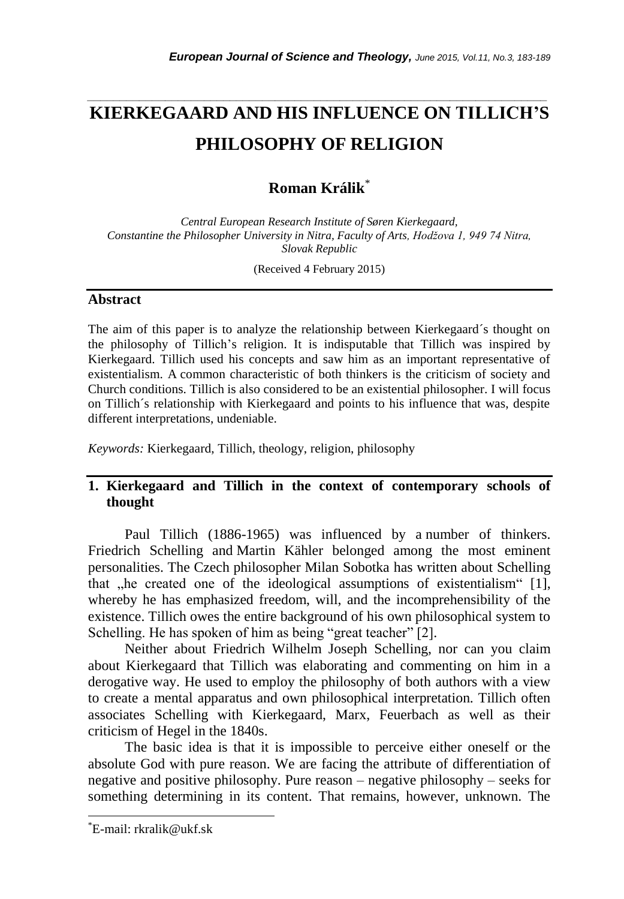# KIERKEGAARD AND HIS INFLUENCE ON TILLICH'S PHILOSOPHY OF RELIGION

**Roman Králik**[*]

*Central European Research Institute of Søren Kierkegaard, Constantine the Philosopher University in Nitra, Faculty of Arts, Hodžova 1, 949 74 Nitra, Slovak Republic*

(Received 4 February 2015)

## Abstract

The aim of this paper is to analyze the relationship between Kierkegaard´s thought on the philosophy of Tillich's religion. It is indisputable that Tillich was inspired by Kierkegaard. Tillich used his concepts and saw him as an important representative of existentialism. A common characteristic of both thinkers is the criticism of society and Church conditions. Tillich is also considered to be an existential philosopher. I will focus on Tillich´s relationship with Kierkegaard and points to his influence that was, despite different interpretations, undeniable.

*Keywords:* Kierkegaard, Tillich, theology, religion, philosophy

## 1. Kierkegaard and Tillich in the context of contemporary schools of thought

Paul Tillich (1886-1965) was influenced by a number of thinkers. Friedrich Schelling and Martin Kähler belonged among the most eminent personalities. The Czech philosopher Milan Sobotka has written about Schelling that „he created one of the ideological assumptions of existentialism" [1], whereby he has emphasized freedom, will, and the incomprehensibility of the existence. Tillich owes the entire background of his own philosophical system to Schelling. He has spoken of him as being "great teacher" [2].

Neither about Friedrich Wilhelm Joseph Schelling, nor can you claim about Kierkegaard that Tillich was elaborating and commenting on him in a derogative way. He used to employ the philosophy of both authors with a view to create a mental apparatus and own philosophical interpretation. Tillich often associates Schelling with Kierkegaard, Marx, Feuerbach as well as their criticism of Hegel in the 1840s.

The basic idea is that it is impossible to perceive either oneself or the absolute God with pure reason. We are facing the attribute of differentiation of negative and positive philosophy. Pure reason – negative philosophy – seeks for something determining in its content. That remains, however, unknown. The

[*]E-mail: rkralik@ukf.sk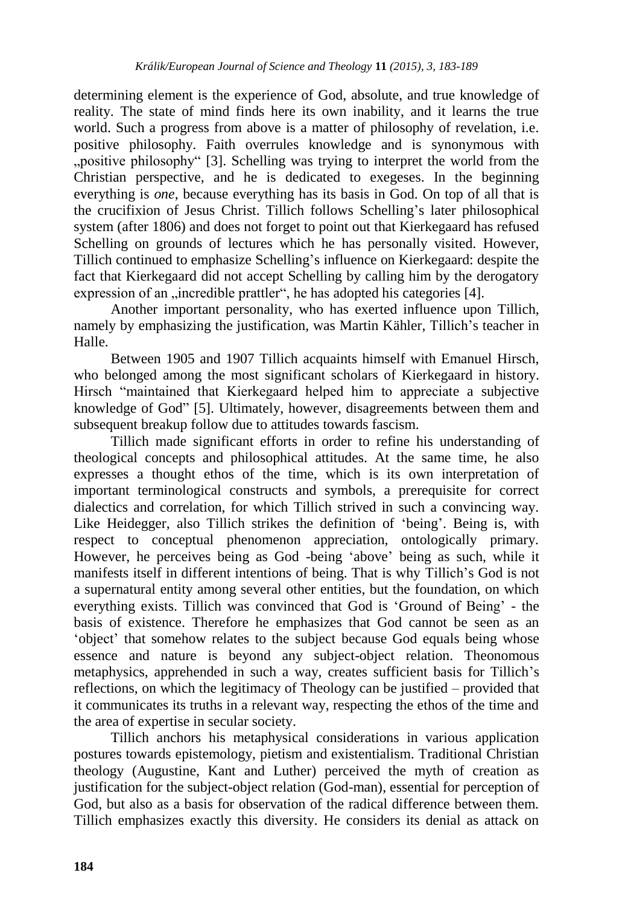determining element is the experience of God, absolute, and true knowledge of reality. The state of mind finds here its own inability, and it learns the true world. Such a progress from above is a matter of philosophy of revelation, i.e. positive philosophy. Faith overrules knowledge and is synonymous with „positive philosophy" [3]. Schelling was trying to interpret the world from the Christian perspective, and he is dedicated to exegeses. In the beginning everything is *one*, because everything has its basis in God. On top of all that is the crucifixion of Jesus Christ. Tillich follows Schelling's later philosophical system (after 1806) and does not forget to point out that Kierkegaard has refused Schelling on grounds of lectures which he has personally visited. However, Tillich continued to emphasize Schelling's influence on Kierkegaard: despite the fact that Kierkegaard did not accept Schelling by calling him by the derogatory expression of an „incredible prattler", he has adopted his categories [4].

Another important personality, who has exerted influence upon Tillich, namely by emphasizing the justification, was Martin Kähler, Tillich's teacher in Halle.

Between 1905 and 1907 Tillich acquaints himself with Emanuel Hirsch, who belonged among the most significant scholars of Kierkegaard in history. Hirsch "maintained that Kierkegaard helped him to appreciate a subjective knowledge of God" [5]. Ultimately, however, disagreements between them and subsequent breakup follow due to attitudes towards fascism.

Tillich made significant efforts in order to refine his understanding of theological concepts and philosophical attitudes. At the same time, he also expresses a thought ethos of the time, which is its own interpretation of important terminological constructs and symbols, a prerequisite for correct dialectics and correlation, for which Tillich strived in such a convincing way. Like Heidegger, also Tillich strikes the definition of 'being'. Being is, with respect to conceptual phenomenon appreciation, ontologically primary. However, he perceives being as God -being 'above' being as such, while it manifests itself in different intentions of being. That is why Tillich's God is not a supernatural entity among several other entities, but the foundation, on which everything exists. Tillich was convinced that God is 'Ground of Being' - the basis of existence. Therefore he emphasizes that God cannot be seen as an 'object' that somehow relates to the subject because God equals being whose essence and nature is beyond any subject-object relation. Theonomous metaphysics, apprehended in such a way, creates sufficient basis for Tillich's reflections, on which the legitimacy of Theology can be justified – provided that it communicates its truths in a relevant way, respecting the ethos of the time and the area of expertise in secular society.

Tillich anchors his metaphysical considerations in various application postures towards epistemology, pietism and existentialism. Traditional Christian theology (Augustine, Kant and Luther) perceived the myth of creation as justification for the subject-object relation (God-man), essential for perception of God, but also as a basis for observation of the radical difference between them. Tillich emphasizes exactly this diversity. He considers its denial as attack on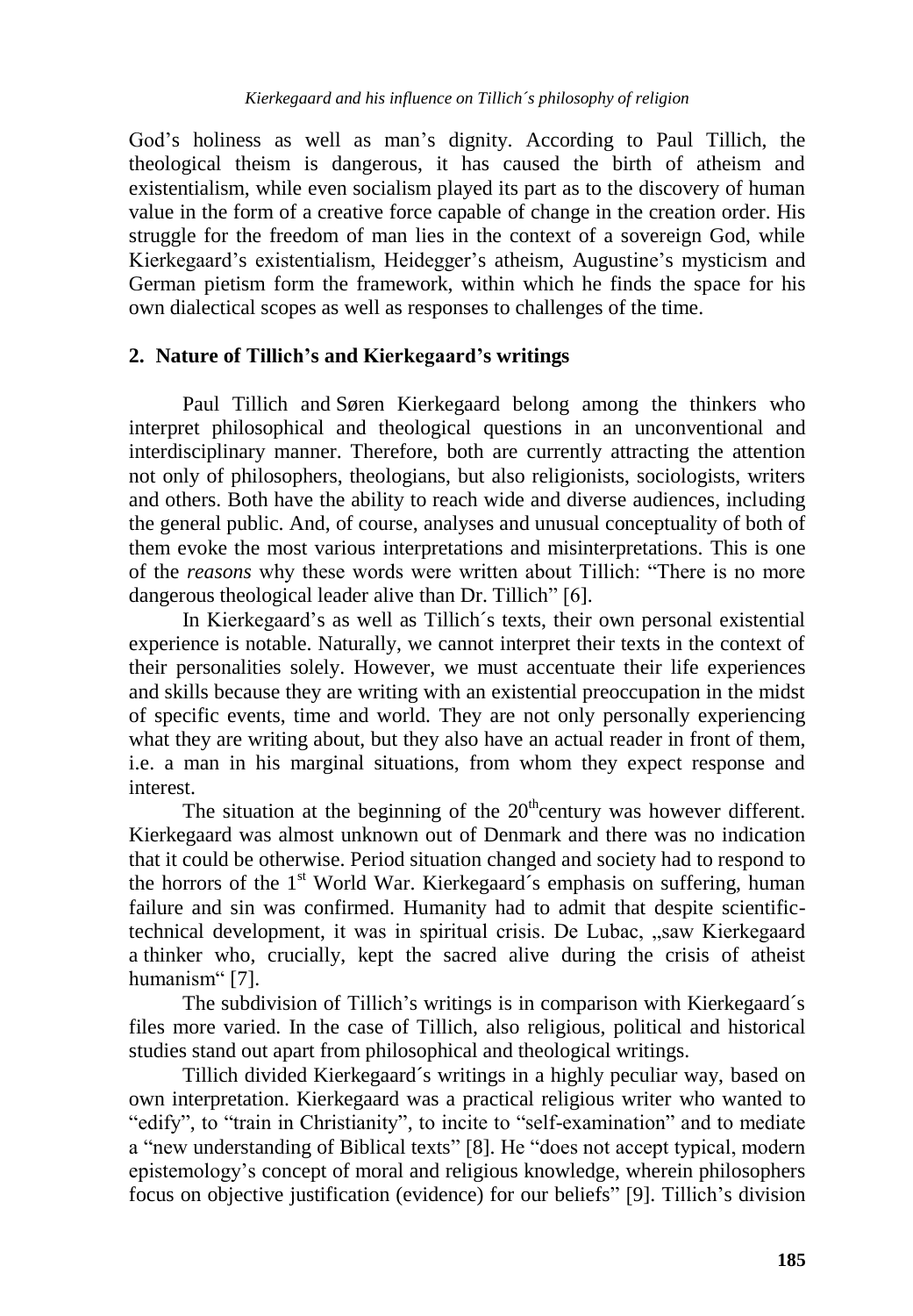God's holiness as well as man's dignity. According to Paul Tillich, the theological theism is dangerous, it has caused the birth of atheism and existentialism, while even socialism played its part as to the discovery of human value in the form of a creative force capable of change in the creation order. His struggle for the freedom of man lies in the context of a sovereign God, while Kierkegaard's existentialism, Heidegger's atheism, Augustine's mysticism and German pietism form the framework, within which he finds the space for his own dialectical scopes as well as responses to challenges of the time.

## 2. Nature of Tillich's and Kierkegaard's writings

Paul Tillich and Søren Kierkegaard belong among the thinkers who interpret philosophical and theological questions in an unconventional and interdisciplinary manner. Therefore, both are currently attracting the attention not only of philosophers, theologians, but also religionists, sociologists, writers and others. Both have the ability to reach wide and diverse audiences, including the general public. And, of course, analyses and unusual conceptuality of both of them evoke the most various interpretations and misinterpretations. This is one of the *reasons* why these words were written about Tillich: "There is no more dangerous theological leader alive than Dr. Tillich" [6].

In Kierkegaard's as well as Tillich´s texts, their own personal existential experience is notable. Naturally, we cannot interpret their texts in the context of their personalities solely. However, we must accentuate their life experiences and skills because they are writing with an existential preoccupation in the midst of specific events, time and world. They are not only personally experiencing what they are writing about, but they also have an actual reader in front of them, i.e. a man in his marginal situations, from whom they expect response and interest.

The situation at the beginning of the 20th century was however different. Kierkegaard was almost unknown out of Denmark and there was no indication that it could be otherwise. Period situation changed and society had to respond to the horrors of the 1st World War. Kierkegaard´s emphasis on suffering, human failure and sin was confirmed. Humanity had to admit that despite scientific-technical development, it was in spiritual crisis. De Lubac, „saw Kierkegaard a thinker who, crucially, kept the sacred alive during the crisis of atheist humanism" [7].

The subdivision of Tillich's writings is in comparison with Kierkegaard´s files more varied. In the case of Tillich, also religious, political and historical studies stand out apart from philosophical and theological writings.

Tillich divided Kierkegaard´s writings in a highly peculiar way, based on own interpretation. Kierkegaard was a practical religious writer who wanted to "edify", to "train in Christianity", to incite to "self-examination" and to mediate a "new understanding of Biblical texts" [8]. He "does not accept typical, modern epistemology's concept of moral and religious knowledge, wherein philosophers focus on objective justification (evidence) for our beliefs" [9]. Tillich's division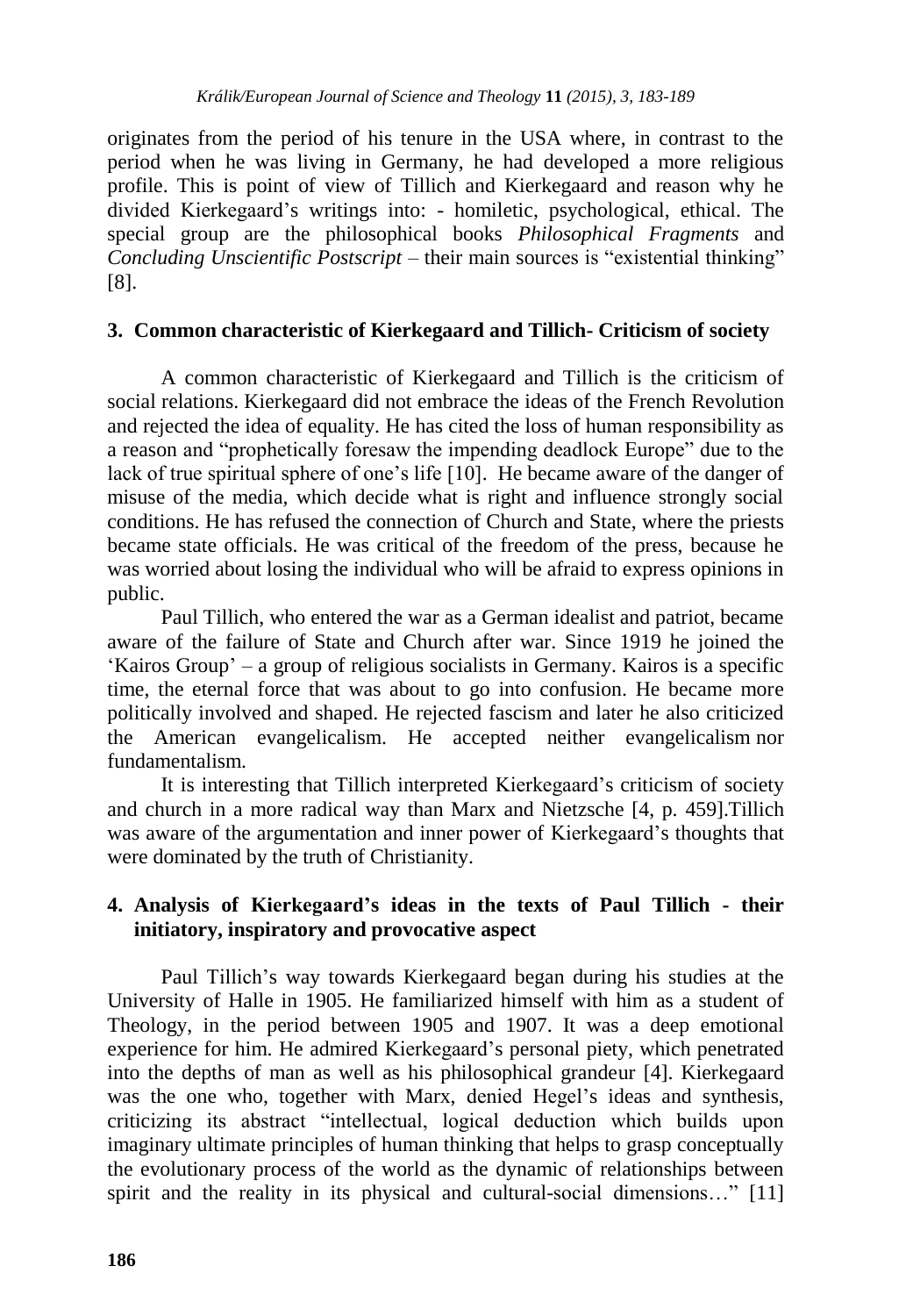originates from the period of his tenure in the USA where, in contrast to the period when he was living in Germany, he had developed a more religious profile. This is point of view of Tillich and Kierkegaard and reason why he divided Kierkegaard's writings into: - homiletic, psychological, ethical. The special group are the philosophical books *Philosophical Fragments* and *Concluding Unscientific Postscript* – their main sources is "existential thinking" [8].

## 3. Common characteristic of Kierkegaard and Tillich- Criticism of society

A common characteristic of Kierkegaard and Tillich is the criticism of social relations. Kierkegaard did not embrace the ideas of the French Revolution and rejected the idea of equality. He has cited the loss of human responsibility as a reason and "prophetically foresaw the impending deadlock Europe" due to the lack of true spiritual sphere of one's life [10]. He became aware of the danger of misuse of the media, which decide what is right and influence strongly social conditions. He has refused the connection of Church and State, where the priests became state officials. He was critical of the freedom of the press, because he was worried about losing the individual who will be afraid to express opinions in public.

Paul Tillich, who entered the war as a German idealist and patriot, became aware of the failure of State and Church after war. Since 1919 he joined the 'Kairos Group' – a group of religious socialists in Germany. Kairos is a specific time, the eternal force that was about to go into confusion. He became more politically involved and shaped. He rejected fascism and later he also criticized the American evangelicalism. He accepted neither evangelicalism nor fundamentalism.

It is interesting that Tillich interpreted Kierkegaard's criticism of society and church in a more radical way than Marx and Nietzsche [4, p. 459].Tillich was aware of the argumentation and inner power of Kierkegaard's thoughts that were dominated by the truth of Christianity.

## 4. Analysis of Kierkegaard's ideas in the texts of Paul Tillich - their initiatory, inspiratory and provocative aspect

Paul Tillich's way towards Kierkegaard began during his studies at the University of Halle in 1905. He familiarized himself with him as a student of Theology, in the period between 1905 and 1907. It was a deep emotional experience for him. He admired Kierkegaard's personal piety, which penetrated into the depths of man as well as his philosophical grandeur [4]. Kierkegaard was the one who, together with Marx, denied Hegel's ideas and synthesis, criticizing its abstract "intellectual, logical deduction which builds upon imaginary ultimate principles of human thinking that helps to grasp conceptually the evolutionary process of the world as the dynamic of relationships between spirit and the reality in its physical and cultural-social dimensions…" [11]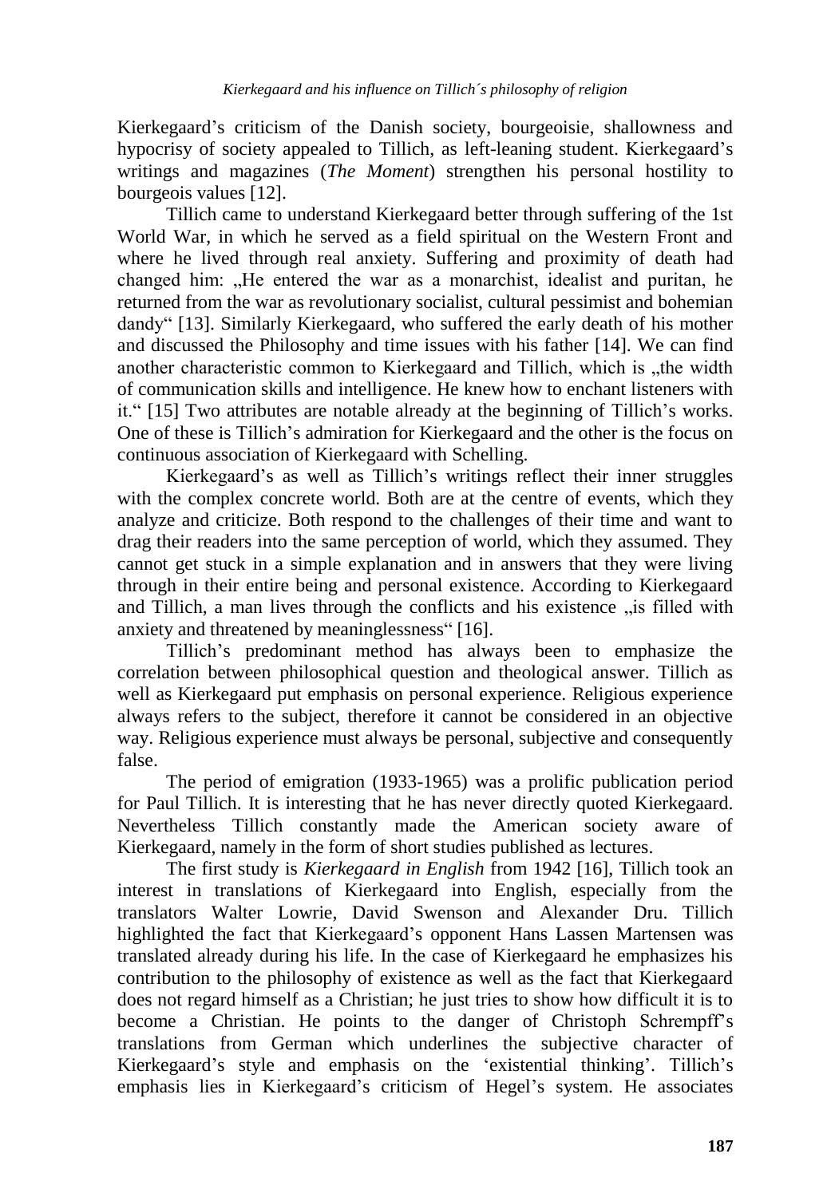Kierkegaard's criticism of the Danish society, bourgeoisie, shallowness and hypocrisy of society appealed to Tillich, as left-leaning student. Kierkegaard's writings and magazines (*The Moment*) strengthen his personal hostility to bourgeois values [12].

Tillich came to understand Kierkegaard better through suffering of the 1st World War, in which he served as a field spiritual on the Western Front and where he lived through real anxiety. Suffering and proximity of death had changed him: „He entered the war as a monarchist, idealist and puritan, he returned from the war as revolutionary socialist, cultural pessimist and bohemian dandy" [13]. Similarly Kierkegaard, who suffered the early death of his mother and discussed the Philosophy and time issues with his father [14]. We can find another characteristic common to Kierkegaard and Tillich, which is „the width of communication skills and intelligence. He knew how to enchant listeners with it." [15] Two attributes are notable already at the beginning of Tillich's works. One of these is Tillich's admiration for Kierkegaard and the other is the focus on continuous association of Kierkegaard with Schelling.

Kierkegaard's as well as Tillich's writings reflect their inner struggles with the complex concrete world. Both are at the centre of events, which they analyze and criticize. Both respond to the challenges of their time and want to drag their readers into the same perception of world, which they assumed. They cannot get stuck in a simple explanation and in answers that they were living through in their entire being and personal existence. According to Kierkegaard and Tillich, a man lives through the conflicts and his existence „is filled with anxiety and threatened by meaninglessness" [16].

Tillich's predominant method has always been to emphasize the correlation between philosophical question and theological answer. Tillich as well as Kierkegaard put emphasis on personal experience. Religious experience always refers to the subject, therefore it cannot be considered in an objective way. Religious experience must always be personal, subjective and consequently false.

The period of emigration (1933-1965) was a prolific publication period for Paul Tillich. It is interesting that he has never directly quoted Kierkegaard. Nevertheless Tillich constantly made the American society aware of Kierkegaard, namely in the form of short studies published as lectures.

The first study is *Kierkegaard in English* from 1942 [16], Tillich took an interest in translations of Kierkegaard into English, especially from the translators Walter Lowrie, David Swenson and Alexander Dru. Tillich highlighted the fact that Kierkegaard's opponent Hans Lassen Martensen was translated already during his life. In the case of Kierkegaard he emphasizes his contribution to the philosophy of existence as well as the fact that Kierkegaard does not regard himself as a Christian; he just tries to show how difficult it is to become a Christian. He points to the danger of Christoph Schrempff's translations from German which underlines the subjective character of Kierkegaard's style and emphasis on the 'existential thinking'. Tillich's emphasis lies in Kierkegaard's criticism of Hegel's system. He associates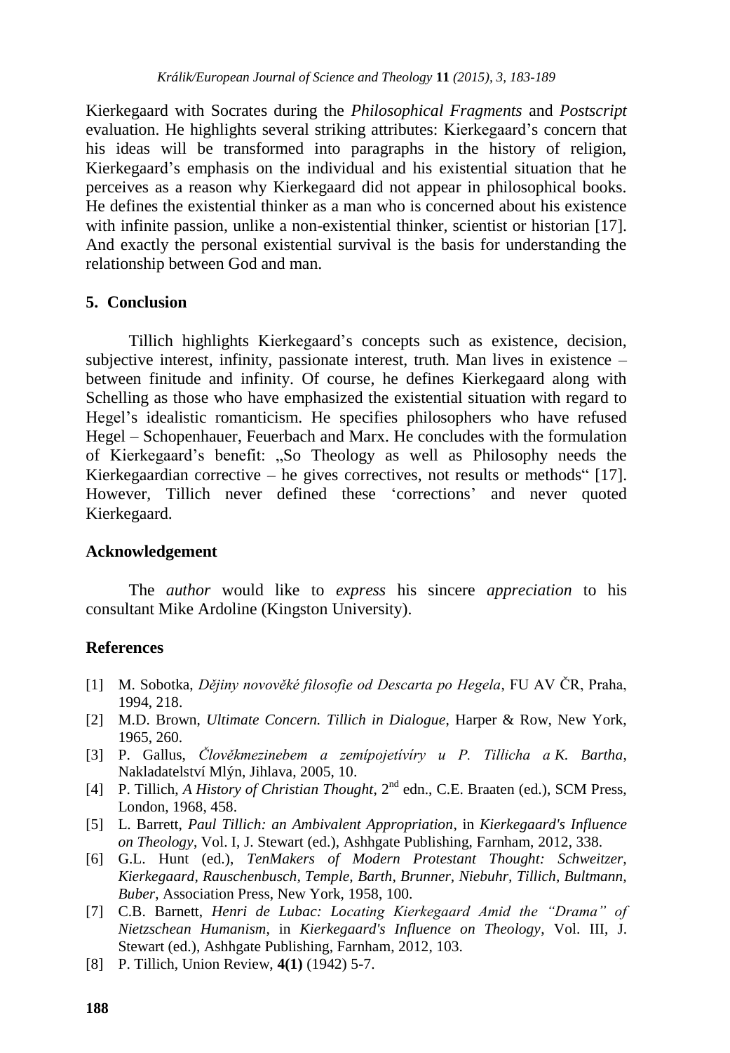Kierkegaard with Socrates during the *Philosophical Fragments* and *Postscript* evaluation. He highlights several striking attributes: Kierkegaard's concern that his ideas will be transformed into paragraphs in the history of religion, Kierkegaard's emphasis on the individual and his existential situation that he perceives as a reason why Kierkegaard did not appear in philosophical books. He defines the existential thinker as a man who is concerned about his existence with infinite passion, unlike a non-existential thinker, scientist or historian [17]. And exactly the personal existential survival is the basis for understanding the relationship between God and man.

## 5. Conclusion

Tillich highlights Kierkegaard's concepts such as existence, decision, subjective interest, infinity, passionate interest, truth. Man lives in existence – between finitude and infinity. Of course, he defines Kierkegaard along with Schelling as those who have emphasized the existential situation with regard to Hegel's idealistic romanticism. He specifies philosophers who have refused Hegel – Schopenhauer, Feuerbach and Marx. He concludes with the formulation of Kierkegaard's benefit: „So Theology as well as Philosophy needs the Kierkegaardian corrective – he gives correctives, not results or methods" [17]. However, Tillich never defined these 'corrections' and never quoted Kierkegaard.

## Acknowledgement

The *author* would like to *express* his sincere *appreciation* to his consultant Mike Ardoline (Kingston University).

## References

[1] M. Sobotka, *Dějiny novověké filosofie od Descarta po Hegela*, FU AV ČR, Praha, 1994, 218.

[2] M.D. Brown, *Ultimate Concern. Tillich in Dialogue*, Harper & Row, New York, 1965, 260.

[3] P. Gallus, *Člověkmezinebem a zemípojetívíry u P. Tillicha a K. Bartha*, Nakladatelství Mlýn, Jihlava, 2005, 10.

[4] P. Tillich, *A History of Christian Thought*, 2nd edn., C.E. Braaten (ed.), SCM Press, London, 1968, 458.

[5] L. Barrett, *Paul Tillich: an Ambivalent Appropriation*, in *Kierkegaard's Influence on Theology*, Vol. I, J. Stewart (ed.), Ashhgate Publishing, Farnham, 2012, 338.

[6] G.L. Hunt (ed.), *TenMakers of Modern Protestant Thought: Schweitzer, Kierkegaard, Rauschenbusch, Temple, Barth, Brunner, Niebuhr, Tillich, Bultmann, Buber*, Association Press, New York, 1958, 100.

[7] C.B. Barnett, *Henri de Lubac: Locating Kierkegaard Amid the "Drama" of Nietzschean Humanism*, in *Kierkegaard's Influence on Theology*, Vol. III, J. Stewart (ed.), Ashhgate Publishing, Farnham, 2012, 103.

[8] P. Tillich, Union Review, **4(1)** (1942) 5-7.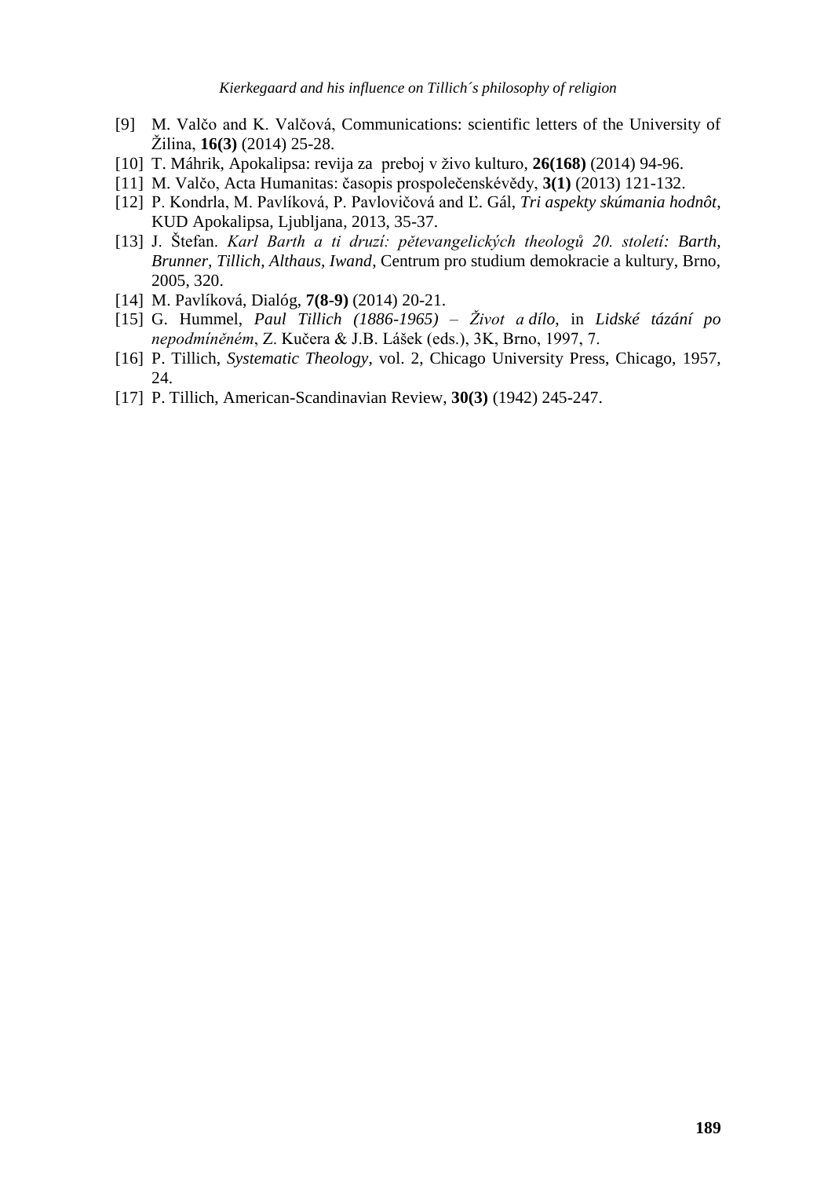[9] M. Valčo and K. Valčová, Communications: scientific letters of the University of Žilina, **16(3)** (2014) 25-28.

[10] T. Máhrik, Apokalipsa: revija za preboj v živo kulturo, **26(168)** (2014) 94-96.

[11] M. Valčo, Acta Humanitas: časopis prospolečenskévědy, **3(1)** (2013) 121-132.

[12] P. Kondrla, M. Pavlíková, P. Pavlovičová and Ľ. Gál, *Tri aspekty skúmania hodnôt*, KUD Apokalipsa, Ljubljana, 2013, 35-37.

[13] J. Štefan. *Karl Barth a ti druzí: pětevangelických theologů 20. století: Barth, Brunner, Tillich, Althaus, Iwand*, Centrum pro studium demokracie a kultury, Brno, 2005, 320.

[14] M. Pavlíková, Dialóg, **7(8-9)** (2014) 20-21.

[15] G. Hummel, *Paul Tillich (1886-1965) – Život a dílo*, in *Lidské tázání po nepodmíněném*, Z. Kučera & J.B. Lášek (eds.), 3K, Brno, 1997, 7.

[16] P. Tillich, *Systematic Theology*, vol. 2, Chicago University Press, Chicago, 1957, 24.

[17] P. Tillich, American-Scandinavian Review, **30(3)** (1942) 245-247.